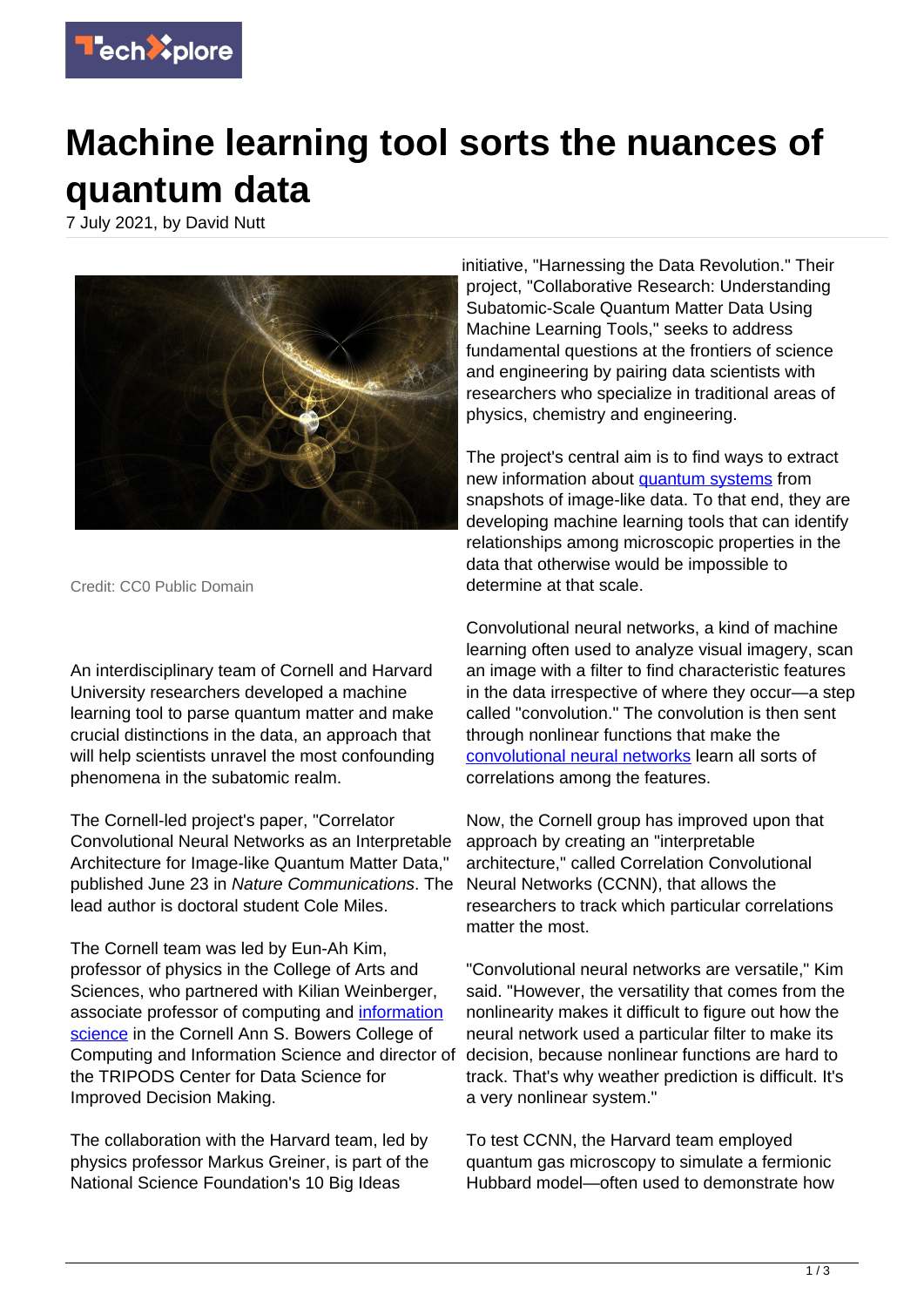# Machine learning tool sorts the nuances of quantum data

7 July 2021, by David Nutt

Credit: CC0 Public Domain

An interdisciplinary team of Cornell and Harvard University researchers developed a machine learning tool to parse quantum matter and make crucial distinctions in the data, an approach that will help scientists unravel the most confounding phenomena in the subatomic realm.

The Cornell-led project's paper, "Correlator Convolutional Neural Networks as an Interpretable Architecture for Image-like Quantum Matter Data," published June 23 in *Nature Communications*. The lead author is doctoral student Cole Miles.

The Cornell team was led by Eun-Ah Kim, professor of physics in the College of Arts and Sciences, who partnered with Kilian Weinberger, associate professor of computing and information science in the Cornell Ann S. Bowers College of Computing and Information Science and director of the TRIPODS Center for Data Science for Improved Decision Making.

The collaboration with the Harvard team, led by physics professor Markus Greiner, is part of the National Science Foundation's 10 Big Ideas initiative, "Harnessing the Data Revolution." Their project, "Collaborative Research: Understanding Subatomic-Scale Quantum Matter Data Using Machine Learning Tools," seeks to address fundamental questions at the frontiers of science and engineering by pairing data scientists with researchers who specialize in traditional areas of physics, chemistry and engineering.

The project's central aim is to find ways to extract new information about quantum systems from snapshots of image-like data. To that end, they are developing machine learning tools that can identify relationships among microscopic properties in the data that otherwise would be impossible to determine at that scale.

Convolutional neural networks, a kind of machine learning often used to analyze visual imagery, scan an image with a filter to find characteristic features in the data irrespective of where they occur—a step called "convolution." The convolution is then sent through nonlinear functions that make the convolutional neural networks learn all sorts of correlations among the features.

Now, the Cornell group has improved upon that approach by creating an "interpretable architecture," called Correlation Convolutional Neural Networks (CCNN), that allows the researchers to track which particular correlations matter the most.

"Convolutional neural networks are versatile," Kim said. "However, the versatility that comes from the nonlinearity makes it difficult to figure out how the neural network used a particular filter to make its decision, because nonlinear functions are hard to track. That's why weather prediction is difficult. It's a very nonlinear system."

To test CCNN, the Harvard team employed quantum gas microscopy to simulate a fermionic Hubbard model—often used to demonstrate how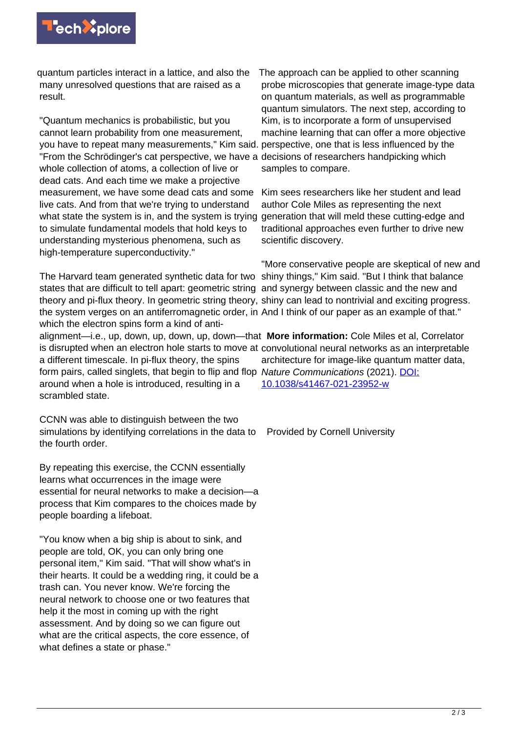quantum particles interact in a lattice, and also the many unresolved questions that are raised as a result.

"Quantum mechanics is probabilistic, but you cannot learn probability from one measurement, you have to repeat many measurements," Kim said. "From the Schrödinger's cat perspective, we have a whole collection of atoms, a collection of live or dead cats. And each time we make a projective measurement, we have some dead cats and some live cats. And from that we're trying to understand what state the system is in, and the system is trying to simulate fundamental models that hold keys to understanding mysterious phenomena, such as high-temperature superconductivity."

The Harvard team generated synthetic data for two states that are difficult to tell apart: geometric string theory and pi-flux theory. In geometric string theory, the system verges on an antiferromagnetic order, in which the electron spins form a kind of anti-alignment—i.e., up, down, up, down, up, down—that is disrupted when an electron hole starts to move at a different timescale. In pi-flux theory, the spins form pairs, called singlets, that begin to flip and flop around when a hole is introduced, resulting in a scrambled state.

CCNN was able to distinguish between the two simulations by identifying correlations in the data to the fourth order.

By repeating this exercise, the CCNN essentially learns what occurrences in the image were essential for neural networks to make a decision—a process that Kim compares to the choices made by people boarding a lifeboat.

"You know when a big ship is about to sink, and people are told, OK, you can only bring one personal item," Kim said. "That will show what's in their hearts. It could be a wedding ring, it could be a trash can. You never know. We're forcing the neural network to choose one or two features that help it the most in coming up with the right assessment. And by doing so we can figure out what are the critical aspects, the core essence, of what defines a state or phase."

The approach can be applied to other scanning probe microscopies that generate image-type data on quantum materials, as well as programmable quantum simulators. The next step, according to Kim, is to incorporate a form of unsupervised machine learning that can offer a more objective perspective, one that is less influenced by the decisions of researchers handpicking which samples to compare.

Kim sees researchers like her student and lead author Cole Miles as representing the next generation that will meld these cutting-edge and traditional approaches even further to drive new scientific discovery.

"More conservative people are skeptical of new and shiny things," Kim said. "But I think that balance and synergy between classic and the new and shiny can lead to nontrivial and exciting progress. And I think of our paper as an example of that."

**More information:** Cole Miles et al, Correlator convolutional neural networks as an interpretable architecture for image-like quantum matter data, *Nature Communications* (2021). [DOI: 10.1038/s41467-021-23952-w](https://doi.org/10.1038/s41467-021-23952-w)

Provided by Cornell University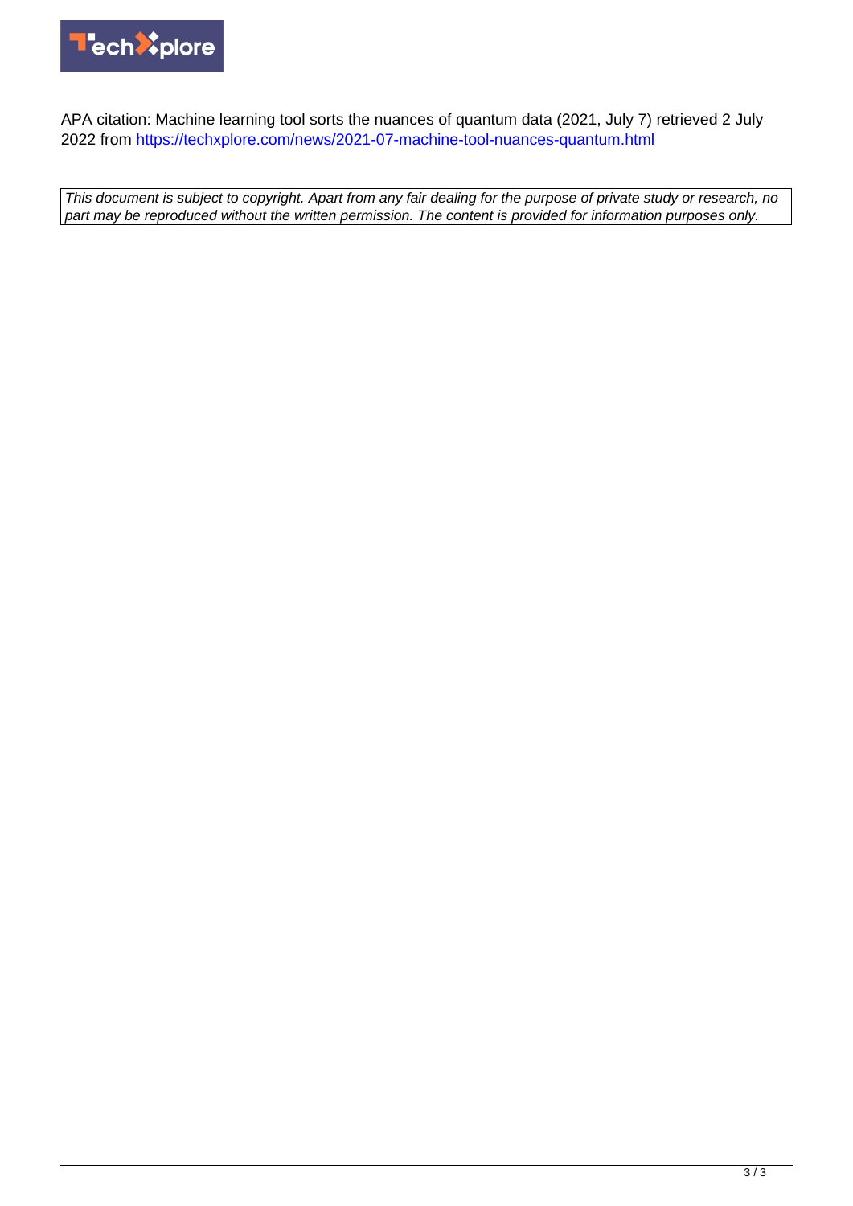APA citation: Machine learning tool sorts the nuances of quantum data (2021, July 7) retrieved 2 July 2022 from https://techxplore.com/news/2021-07-machine-tool-nuances-quantum.html

*This document is subject to copyright. Apart from any fair dealing for the purpose of private study or research, no part may be reproduced without the written permission. The content is provided for information purposes only.*